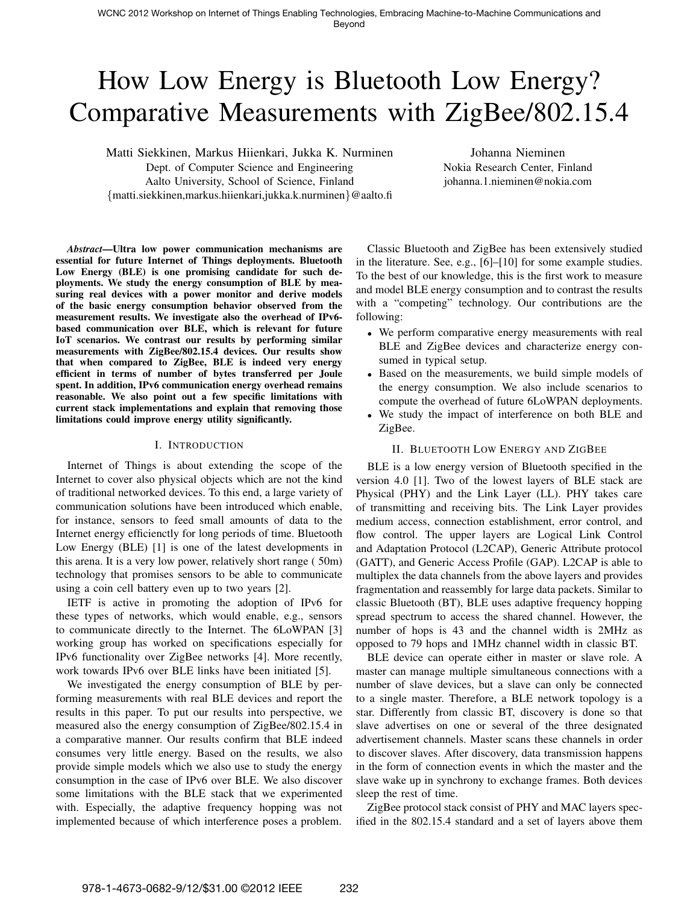# How Low Energy is Bluetooth Low Energy? Comparative Measurements with ZigBee/802.15.4

Matti Siekkinen, Markus Hiienkari, Jukka K. Nurminen
Dept. of Computer Science and Engineering
Aalto University, School of Science, Finland
{matti.siekkinen,markus.hiienkari,jukka.k.nurminen}@aalto.fi

Johanna Nieminen
Nokia Research Center, Finland
johanna.1.nieminen@nokia.com

***Abstract*—Ultra low power communication mechanisms are essential for future Internet of Things deployments. Bluetooth Low Energy (BLE) is one promising candidate for such deployments. We study the energy consumption of BLE by measuring real devices with a power monitor and derive models of the basic energy consumption behavior observed from the measurement results. We investigate also the overhead of IPv6-based communication over BLE, which is relevant for future IoT scenarios. We contrast our results by performing similar measurements with ZigBee/802.15.4 devices. Our results show that when compared to ZigBee, BLE is indeed very energy efficient in terms of number of bytes transferred per Joule spent. In addition, IPv6 communication energy overhead remains reasonable. We also point out a few specific limitations with current stack implementations and explain that removing those limitations could improve energy utility significantly.**

## I. Introduction

Internet of Things is about extending the scope of the Internet to cover also physical objects which are not the kind of traditional networked devices. To this end, a large variety of communication solutions have been introduced which enable, for instance, sensors to feed small amounts of data to the Internet energy efficienctly for long periods of time. Bluetooth Low Energy (BLE) [1] is one of the latest developments in this arena. It is a very low power, relatively short range ( 50m) technology that promises sensors to be able to communicate using a coin cell battery even up to two years [2].

IETF is active in promoting the adoption of IPv6 for these types of networks, which would enable, e.g., sensors to communicate directly to the Internet. The 6LoWPAN [3] working group has worked on specifications especially for IPv6 functionality over ZigBee networks [4]. More recently, work towards IPv6 over BLE links have been initiated [5].

We investigated the energy consumption of BLE by performing measurements with real BLE devices and report the results in this paper. To put our results into perspective, we measured also the energy consumption of ZigBee/802.15.4 in a comparative manner. Our results confirm that BLE indeed consumes very little energy. Based on the results, we also provide simple models which we also use to study the energy consumption in the case of IPv6 over BLE. We also discover some limitations with the BLE stack that we experimented with. Especially, the adaptive frequency hopping was not implemented because of which interference poses a problem.

Classic Bluetooth and ZigBee has been extensively studied in the literature. See, e.g., [6]–[10] for some example studies. To the best of our knowledge, this is the first work to measure and model BLE energy consumption and to contrast the results with a "competing" technology. Our contributions are the following:

- We perform comparative energy measurements with real BLE and ZigBee devices and characterize energy consumed in typical setup.
- Based on the measurements, we build simple models of the energy consumption. We also include scenarios to compute the overhead of future 6LoWPAN deployments.
- We study the impact of interference on both BLE and ZigBee.

## II. Bluetooth Low Energy and ZigBee

BLE is a low energy version of Bluetooth specified in the version 4.0 [1]. Two of the lowest layers of BLE stack are Physical (PHY) and the Link Layer (LL). PHY takes care of transmitting and receiving bits. The Link Layer provides medium access, connection establishment, error control, and flow control. The upper layers are Logical Link Control and Adaptation Protocol (L2CAP), Generic Attribute protocol (GATT), and Generic Access Profile (GAP). L2CAP is able to multiplex the data channels from the above layers and provides fragmentation and reassembly for large data packets. Similar to classic Bluetooth (BT), BLE uses adaptive frequency hopping spread spectrum to access the shared channel. However, the number of hops is 43 and the channel width is 2MHz as opposed to 79 hops and 1MHz channel width in classic BT.

BLE device can operate either in master or slave role. A master can manage multiple simultaneous connections with a number of slave devices, but a slave can only be connected to a single master. Therefore, a BLE network topology is a star. Differently from classic BT, discovery is done so that slave advertises on one or several of the three designated advertisement channels. Master scans these channels in order to discover slaves. After discovery, data transmission happens in the form of connection events in which the master and the slave wake up in synchrony to exchange frames. Both devices sleep the rest of time.

ZigBee protocol stack consist of PHY and MAC layers specified in the 802.15.4 standard and a set of layers above them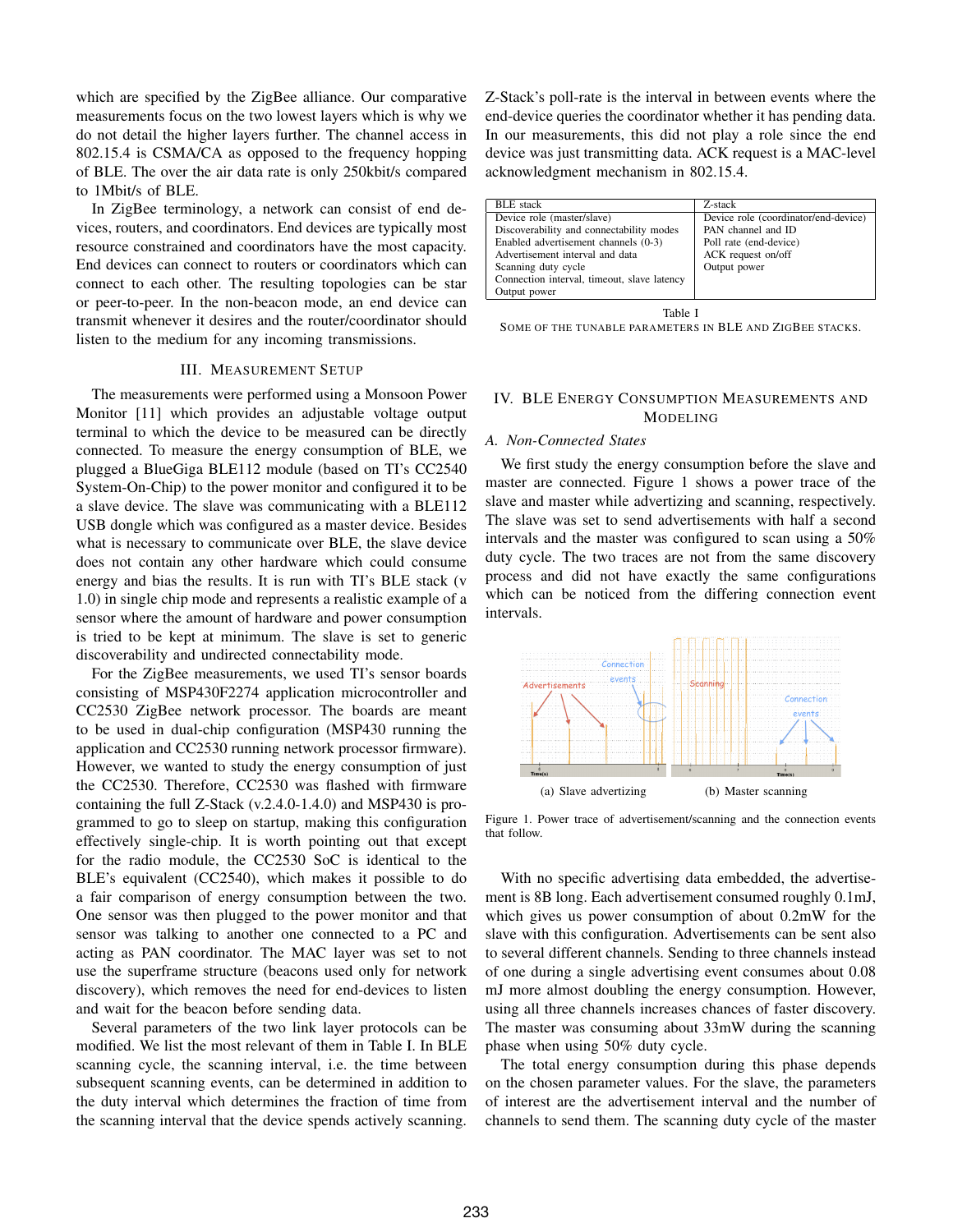which are specified by the ZigBee alliance. Our comparative measurements focus on the two lowest layers which is why we do not detail the higher layers further. The channel access in 802.15.4 is CSMA/CA as opposed to the frequency hopping of BLE. The over the air data rate is only 250kbit/s compared to 1Mbit/s of BLE.

In ZigBee terminology, a network can consist of end devices, routers, and coordinators. End devices are typically most resource constrained and coordinators have the most capacity. End devices can connect to routers or coordinators which can connect to each other. The resulting topologies can be star or peer-to-peer. In the non-beacon mode, an end device can transmit whenever it desires and the router/coordinator should listen to the medium for any incoming transmissions.

## III. Measurement Setup

The measurements were performed using a Monsoon Power Monitor [11] which provides an adjustable voltage output terminal to which the device to be measured can be directly connected. To measure the energy consumption of BLE, we plugged a BlueGiga BLE112 module (based on TI's CC2540 System-On-Chip) to the power monitor and configured it to be a slave device. The slave was communicating with a BLE112 USB dongle which was configured as a master device. Besides what is necessary to communicate over BLE, the slave device does not contain any other hardware which could consume energy and bias the results. It is run with TI's BLE stack (v 1.0) in single chip mode and represents a realistic example of a sensor where the amount of hardware and power consumption is tried to be kept at minimum. The slave is set to generic discoverability and undirected connectability mode.

For the ZigBee measurements, we used TI's sensor boards consisting of MSP430F2274 application microcontroller and CC2530 ZigBee network processor. The boards are meant to be used in dual-chip configuration (MSP430 running the application and CC2530 running network processor firmware). However, we wanted to study the energy consumption of just the CC2530. Therefore, CC2530 was flashed with firmware containing the full Z-Stack (v.2.4.0-1.4.0) and MSP430 is programmed to go to sleep on startup, making this configuration effectively single-chip. It is worth pointing out that except for the radio module, the CC2530 SoC is identical to the BLE's equivalent (CC2540), which makes it possible to do a fair comparison of energy consumption between the two. One sensor was then plugged to the power monitor and that sensor was talking to another one connected to a PC and acting as PAN coordinator. The MAC layer was set to not use the superframe structure (beacons used only for network discovery), which removes the need for end-devices to listen and wait for the beacon before sending data.

Several parameters of the two link layer protocols can be modified. We list the most relevant of them in Table I. In BLE scanning cycle, the scanning interval, i.e. the time between subsequent scanning events, can be determined in addition to the duty interval which determines the fraction of time from the scanning interval that the device spends actively scanning. Z-Stack's poll-rate is the interval in between events where the end-device queries the coordinator whether it has pending data. In our measurements, this did not play a role since the end device was just transmitting data. ACK request is a MAC-level acknowledgment mechanism in 802.15.4.

| BLE stack | Z-stack |
|---|---|
| Device role (master/slave) | Device role (coordinator/end-device) |
| Discoverability and connectability modes | PAN channel and ID |
| Enabled advertisement channels (0-3) | Poll rate (end-device) |
| Advertisement interval and data | ACK request on/off |
| Scanning duty cycle | Output power |
| Connection interval, timeout, slave latency | |
| Output power | |

Table I
Some of the tunable parameters in BLE and ZigBee stacks.

## IV. BLE Energy Consumption Measurements and Modeling

### A. Non-Connected States

We first study the energy consumption before the slave and master are connected. Figure 1 shows a power trace of the slave and master while advertizing and scanning, respectively. The slave was set to send advertisements with half a second intervals and the master was configured to scan using a 50% duty cycle. The two traces are not from the same discovery process and did not have exactly the same configurations which can be noticed from the differing connection event intervals.

(a) Slave advertizing (b) Master scanning

Figure 1. Power trace of advertisement/scanning and the connection events that follow.

With no specific advertising data embedded, the advertisement is 8B long. Each advertisement consumed roughly 0.1mJ, which gives us power consumption of about 0.2mW for the slave with this configuration. Advertisements can be sent also to several different channels. Sending to three channels instead of one during a single advertising event consumes about 0.08 mJ more almost doubling the energy consumption. However, using all three channels increases chances of faster discovery. The master was consuming about 33mW during the scanning phase when using 50% duty cycle.

The total energy consumption during this phase depends on the chosen parameter values. For the slave, the parameters of interest are the advertisement interval and the number of channels to send them. The scanning duty cycle of the master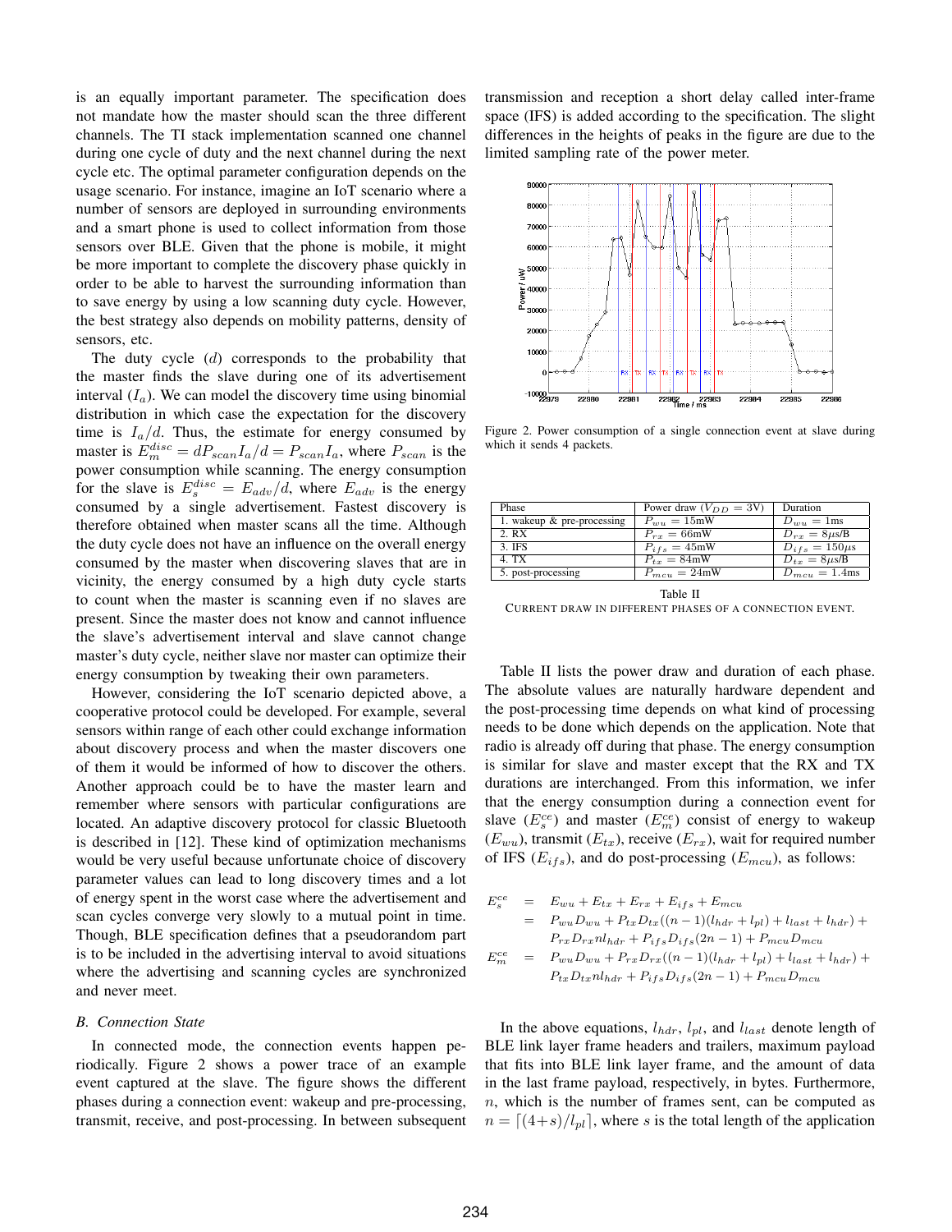is an equally important parameter. The specification does not mandate how the master should scan the three different channels. The TI stack implementation scanned one channel during one cycle of duty and the next channel during the next cycle etc. The optimal parameter configuration depends on the usage scenario. For instance, imagine an IoT scenario where a number of sensors are deployed in surrounding environments and a smart phone is used to collect information from those sensors over BLE. Given that the phone is mobile, it might be more important to complete the discovery phase quickly in order to be able to harvest the surrounding information than to save energy by using a low scanning duty cycle. However, the best strategy also depends on mobility patterns, density of sensors, etc.

The duty cycle ($d$) corresponds to the probability that the master finds the slave during one of its advertisement interval ($I_a$). We can model the discovery time using binomial distribution in which case the expectation for the discovery time is $I_a/d$. Thus, the estimate for energy consumed by master is $E_m^{disc} = dP_{scan}I_a/d = P_{scan}I_a$, where $P_{scan}$ is the power consumption while scanning. The energy consumption for the slave is $E_s^{disc} = E_{adv}/d$, where $E_{adv}$ is the energy consumed by a single advertisement. Fastest discovery is therefore obtained when master scans all the time. Although the duty cycle does not have an influence on the overall energy consumed by the master when discovering slaves that are in vicinity, the energy consumed by a high duty cycle starts to count when the master is scanning even if no slaves are present. Since the master does not know and cannot influence the slave's advertisement interval and slave cannot change master's duty cycle, neither slave nor master can optimize their energy consumption by tweaking their own parameters.

However, considering the IoT scenario depicted above, a cooperative protocol could be developed. For example, several sensors within range of each other could exchange information about discovery process and when the master discovers one of them it would be informed of how to discover the others. Another approach could be to have the master learn and remember where sensors with particular configurations are located. An adaptive discovery protocol for classic Bluetooth is described in [12]. These kind of optimization mechanisms would be very useful because unfortunate choice of discovery parameter values can lead to long discovery times and a lot of energy spent in the worst case where the advertisement and scan cycles converge very slowly to a mutual point in time. Though, BLE specification defines that a pseudorandom part is to be included in the advertising interval to avoid situations where the advertising and scanning cycles are synchronized and never meet.

### B. Connection State

In connected mode, the connection events happen periodically. Figure 2 shows a power trace of an example event captured at the slave. The figure shows the different phases during a connection event: wakeup and pre-processing, transmit, receive, and post-processing. In between subsequent transmission and reception a short delay called inter-frame space (IFS) is added according to the specification. The slight differences in the heights of peaks in the figure are due to the limited sampling rate of the power meter.

Power / uW
Time / ms
RX TX RX TX RX TX RX TX

Figure 2. Power consumption of a single connection event at slave during which it sends 4 packets.

| Phase | Power draw ($V_{DD}$ = 3V) | Duration |
|---|---|---|
| 1. wakeup & pre-processing | $P_{wu}$ = 15mW | $D_{wu}$ = 1ms |
| 2. RX | $P_{rx}$ = 66mW | $D_{rx}$ = 8μs/B |
| 3. IFS | $P_{ifs}$ = 45mW | $D_{ifs}$ = 150μs |
| 4. TX | $P_{tx}$ = 84mW | $D_{tx}$ = 8μs/B |
| 5. post-processing | $P_{mcu}$ = 24mW | $D_{mcu}$ = 1.4ms |

Table II
CURRENT DRAW IN DIFFERENT PHASES OF A CONNECTION EVENT.

Table II lists the power draw and duration of each phase. The absolute values are naturally hardware dependent and the post-processing time depends on what kind of processing needs to be done which depends on the application. Note that radio is already off during that phase. The energy consumption is similar for slave and master except that the RX and TX durations are interchanged. From this information, we infer that the energy consumption during a connection event for slave ($E_s^{ce}$) and master ($E_m^{ce}$) consist of energy to wakeup ($E_{wu}$), transmit ($E_{tx}$), receive ($E_{rx}$), wait for required number of IFS ($E_{ifs}$), and do post-processing ($E_{mcu}$), as follows:

$$
\begin{aligned}
E_s^{ce} &= E_{wu} + E_{tx} + E_{rx} + E_{ifs} + E_{mcu} \\
&= P_{wu}D_{wu} + P_{tx}D_{tx}((n-1)(l_{hdr}+l_{pl}) + l_{last} + l_{hdr}) + \\
&\quad P_{rx}D_{rx}nl_{hdr} + P_{ifs}D_{ifs}(2n-1) + P_{mcu}D_{mcu} \\
E_m^{ce} &= P_{wu}D_{wu} + P_{rx}D_{rx}((n-1)(l_{hdr}+l_{pl}) + l_{last} + l_{hdr}) + \\
&\quad P_{tx}D_{tx}nl_{hdr} + P_{ifs}D_{ifs}(2n-1) + P_{mcu}D_{mcu}
\end{aligned}
$$

In the above equations, $l_{hdr}$, $l_{pl}$, and $l_{last}$ denote length of BLE link layer frame headers and trailers, maximum payload that fits into BLE link layer frame, and the amount of data in the last frame payload, respectively, in bytes. Furthermore, $n$, which is the number of frames sent, can be computed as $n = \lceil (4+s)/l_{pl} \rceil$, where $s$ is the total length of the application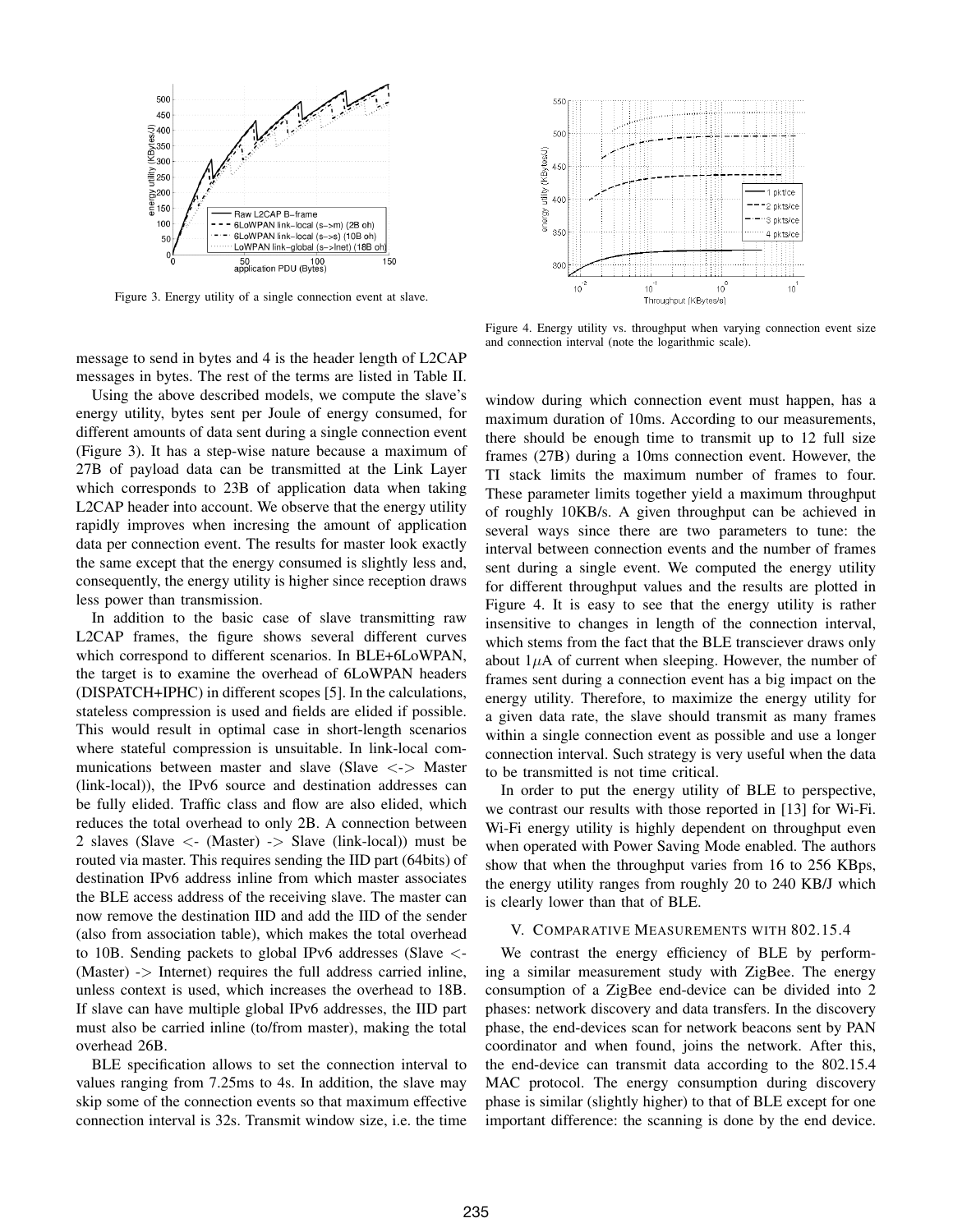Figure 3. Energy utility of a single connection event at slave.

Figure 4. Energy utility vs. throughput when varying connection event size and connection interval (note the logarithmic scale).

message to send in bytes and 4 is the header length of L2CAP messages in bytes. The rest of the terms are listed in Table II.

Using the above described models, we compute the slave's energy utility, bytes sent per Joule of energy consumed, for different amounts of data sent during a single connection event (Figure 3). It has a step-wise nature because a maximum of 27B of payload data can be transmitted at the Link Layer which corresponds to 23B of application data when taking L2CAP header into account. We observe that the energy utility rapidly improves when incresing the amount of application data per connection event. The results for master look exactly the same except that the energy consumed is slightly less and, consequently, the energy utility is higher since reception draws less power than transmission.

In addition to the basic case of slave transmitting raw L2CAP frames, the figure shows several different curves which correspond to different scenarios. In BLE+6LoWPAN, the target is to examine the overhead of 6LoWPAN headers (DISPATCH+IPHC) in different scopes [5]. In the calculations, stateless compression is used and fields are elided if possible. This would result in optimal case in short-length scenarios where stateful compression is unsuitable. In link-local communications between master and slave (Slave <-> Master (link-local)), the IPv6 source and destination addresses can be fully elided. Traffic class and flow are also elided, which reduces the total overhead to only 2B. A connection between 2 slaves (Slave <- (Master) -> Slave (link-local)) must be routed via master. This requires sending the IID part (64bits) of destination IPv6 address inline from which master associates the BLE access address of the receiving slave. The master can now remove the destination IID and add the IID of the sender (also from association table), which makes the total overhead to 10B. Sending packets to global IPv6 addresses (Slave <- (Master) -> Internet) requires the full address carried inline, unless context is used, which increases the overhead to 18B. If slave can have multiple global IPv6 addresses, the IID part must also be carried inline (to/from master), making the total overhead 26B.

BLE specification allows to set the connection interval to values ranging from 7.25ms to 4s. In addition, the slave may skip some of the connection events so that maximum effective connection interval is 32s. Transmit window size, i.e. the time window during which connection event must happen, has a maximum duration of 10ms. According to our measurements, there should be enough time to transmit up to 12 full size frames (27B) during a 10ms connection event. However, the TI stack limits the maximum number of frames to four. These parameter limits together yield a maximum throughput of roughly 10KB/s. A given throughput can be achieved in several ways since there are two parameters to tune: the interval between connection events and the number of frames sent during a single event. We computed the energy utility for different throughput values and the results are plotted in Figure 4. It is easy to see that the energy utility is rather insensitive to changes in length of the connection interval, which stems from the fact that the BLE transciever draws only about 1$\mu$A of current when sleeping. However, the number of frames sent during a connection event has a big impact on the energy utility. Therefore, to maximize the energy utility for a given data rate, the slave should transmit as many frames within a single connection event as possible and use a longer connection interval. Such strategy is very useful when the data to be transmitted is not time critical.

In order to put the energy utility of BLE to perspective, we contrast our results with those reported in [13] for Wi-Fi. Wi-Fi energy utility is highly dependent on throughput even when operated with Power Saving Mode enabled. The authors show that when the throughput varies from 16 to 256 KBps, the energy utility ranges from roughly 20 to 240 KB/J which is clearly lower than that of BLE.

## V. Comparative Measurements with 802.15.4

We contrast the energy efficiency of BLE by performing a similar measurement study with ZigBee. The energy consumption of a ZigBee end-device can be divided into 2 phases: network discovery and data transfers. In the discovery phase, the end-devices scan for network beacons sent by PAN coordinator and when found, joins the network. After this, the end-device can transmit data according to the 802.15.4 MAC protocol. The energy consumption during discovery phase is similar (slightly higher) to that of BLE except for one important difference: the scanning is done by the end device.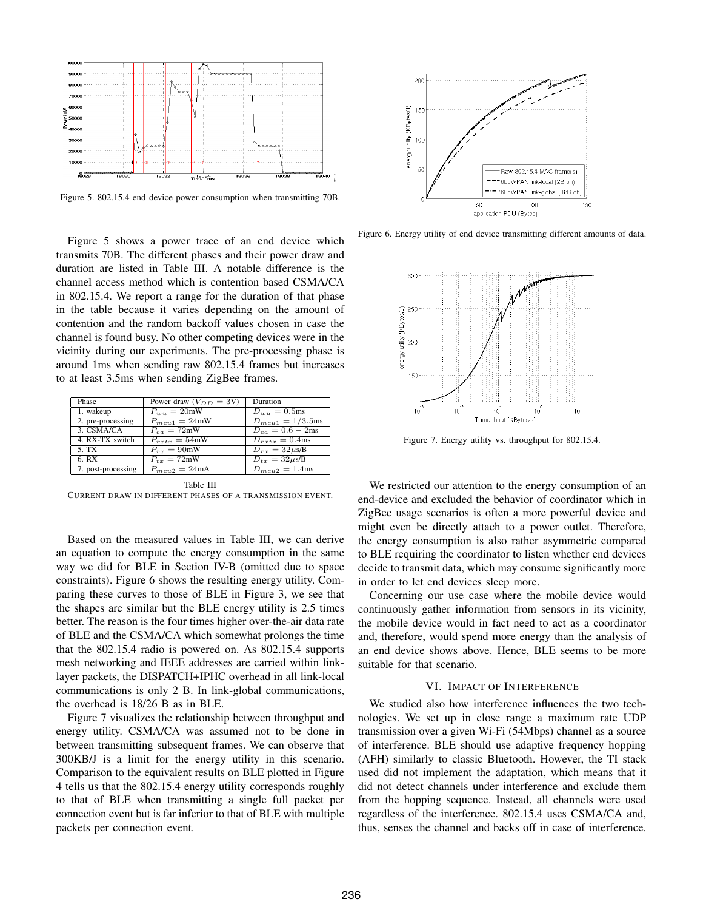Figure 5. 802.15.4 end device power consumption when transmitting 70B.

Figure 5 shows a power trace of an end device which transmits 70B. The different phases and their power draw and duration are listed in Table III. A notable difference is the channel access method which is contention based CSMA/CA in 802.15.4. We report a range for the duration of that phase in the table because it varies depending on the amount of contention and the random backoff values chosen in case the channel is found busy. No other competing devices were in the vicinity during our experiments. The pre-processing phase is around 1ms when sending raw 802.15.4 frames but increases to at least 3.5ms when sending ZigBee frames.

| Phase | Power draw ($V_{DD} = 3$V) | Duration |
|---|---|---|
| 1. wakeup | $P_{wu} = 20$mW | $D_{wu} = 0.5$ms |
| 2. pre-processing | $P_{mcu1} = 24$mW | $D_{mcu1} = 1/3.5$ms |
| 3. CSMA/CA | $P_{ca} = 72$mW | $D_{ca} = 0.6 - 2$ms |
| 4. RX-TX switch | $P_{rxtx} = 54$mW | $D_{rxtx} = 0.4$ms |
| 5. TX | $P_{rx} = 90$mW | $D_{rx} = 32\mu$s/B |
| 6. RX | $P_{tx} = 72$mW | $D_{tx} = 32\mu$s/B |
| 7. post-processing | $P_{mcu2} = 24$mA | $D_{mcu2} = 1.4$ms |

Table III
CURRENT DRAW IN DIFFERENT PHASES OF A TRANSMISSION EVENT.

Based on the measured values in Table III, we can derive an equation to compute the energy consumption in the same way we did for BLE in Section IV-B (omitted due to space constraints). Figure 6 shows the resulting energy utility. Comparing these curves to those of BLE in Figure 3, we see that the shapes are similar but the BLE energy utility is 2.5 times better. The reason is the four times higher over-the-air data rate of BLE and the CSMA/CA which somewhat prolongs the time that the 802.15.4 radio is powered on. As 802.15.4 supports mesh networking and IEEE addresses are carried within link-layer packets, the DISPATCH+IPHC overhead in all link-local communications is only 2 B. In link-global communications, the overhead is 18/26 B as in BLE.

Figure 7 visualizes the relationship between throughput and energy utility. CSMA/CA was assumed not to be done in between transmitting subsequent frames. We can observe that 300KB/J is a limit for the energy utility in this scenario. Comparison to the equivalent results on BLE plotted in Figure 4 tells us that the 802.15.4 energy utility corresponds roughly to that of BLE when transmitting a single full packet per connection event but is far inferior to that of BLE with multiple packets per connection event.

Figure 6. Energy utility of end device transmitting different amounts of data.

Figure 7. Energy utility vs. throughput for 802.15.4.

We restricted our attention to the energy consumption of an end-device and excluded the behavior of coordinator which in ZigBee usage scenarios is often a more powerful device and might even be directly attach to a power outlet. Therefore, the energy consumption is also rather asymmetric compared to BLE requiring the coordinator to listen whether end devices decide to transmit data, which may consume significantly more in order to let end devices sleep more.

Concerning our use case where the mobile device would continuously gather information from sensors in its vicinity, the mobile device would in fact need to act as a coordinator and, therefore, would spend more energy than the analysis of an end device shows above. Hence, BLE seems to be more suitable for that scenario.

## VI. Impact of Interference

We studied also how interference influences the two technologies. We set up in close range a maximum rate UDP transmission over a given Wi-Fi (54Mbps) channel as a source of interference. BLE should use adaptive frequency hopping (AFH) similarly to classic Bluetooth. However, the TI stack used did not implement the adaptation, which means that it did not detect channels under interference and exclude them from the hopping sequence. Instead, all channels were used regardless of the interference. 802.15.4 uses CSMA/CA and, thus, senses the channel and backs off in case of interference.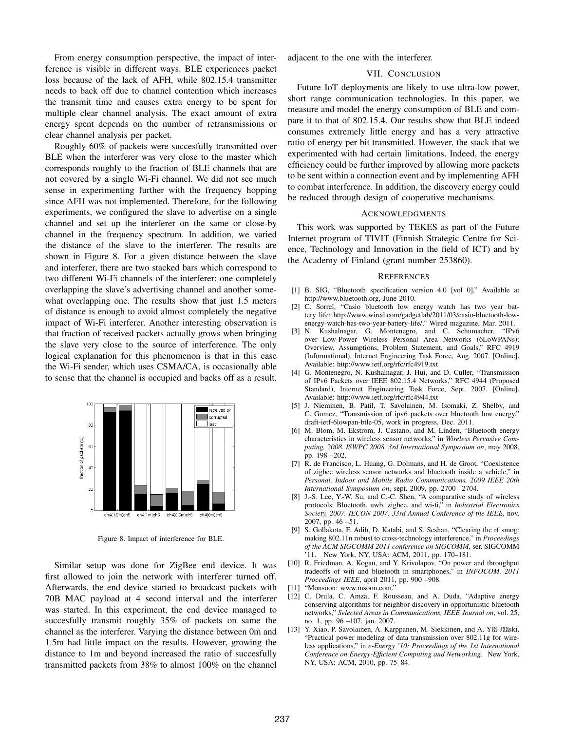From energy consumption perspective, the impact of interference is visible in different ways. BLE experiences packet loss because of the lack of AFH, while 802.15.4 transmitter needs to back off due to channel contention which increases the transmit time and causes extra energy to be spent for multiple clear channel analysis. The exact amount of extra energy spent depends on the number of retransmissions or clear channel analysis per packet.

Roughly 60% of packets were succesfully transmitted over BLE when the interferer was very close to the master which corresponds roughly to the fraction of BLE channels that are not covered by a single Wi-Fi channel. We did not see much sense in experimenting further with the frequency hopping since AFH was not implemented. Therefore, for the following experiments, we configured the slave to advertise on a single channel and set up the interferer on the same or close-by channel in the frequency spectrum. In addition, we varied the distance of the slave to the interferer. The results are shown in Figure 8. For a given distance between the slave and interferer, there are two stacked bars which correspond to two different Wi-Fi channels of the interferer: one completely overlapping the slave's advertising channel and another somewhat overlapping one. The results show that just 1.5 meters of distance is enough to avoid almost completely the negative impact of Wi-Fi interferer. Another interesting observation is that fraction of received packets actually grows when bringing the slave very close to the source of interference. The only logical explanation for this phenomenon is that in this case the Wi-Fi sender, which uses CSMA/CA, is occasionally able to sense that the channel is occupied and backs off as a result.

100
80
60
40
20
0
fraction of packets (%)
received ok
corrupted
lost
ch4(1.5m)ch5 ch4(1m)ch5 ch4(0.5m)ch5 ch4(0m)ch5

Figure 8. Impact of interference for BLE.

Similar setup was done for ZigBee end device. It was first allowed to join the network with interferer turned off. Afterwards, the end device started to broadcast packets with 70B MAC payload at 4 second interval and the interferer was started. In this experiment, the end device managed to succesfully transmit roughly 35% of packets on same the channel as the interferer. Varying the distance between 0m and 1.5m had little impact on the results. However, growing the distance to 1m and beyond increased the ratio of succesfully transmitted packets from 38% to almost 100% on the channel adjacent to the one with the interferer.

## VII. Conclusion

Future IoT deployments are likely to use ultra-low power, short range communication technologies. In this paper, we measure and model the energy consumption of BLE and compare it to that of 802.15.4. Our results show that BLE indeed consumes extremely little energy and has a very attractive ratio of energy per bit transmitted. However, the stack that we experimented with had certain limitations. Indeed, the energy efficiency could be further improved by allowing more packets to be sent within a connection event and by implementing AFH to combat interference. In addition, the discovery energy could be reduced through design of cooperative mechanisms.

## Acknowledgments

This work was supported by TEKES as part of the Future Internet program of TIVIT (Finnish Strategic Centre for Science, Technology and Innovation in the field of ICT) and by the Academy of Finland (grant number 253860).

## References

[1] B. SIG, "Bluetooth specification version 4.0 [vol 0]," Available at http://www.bluetooth.org, June 2010.

[2] C. Sorrel, "Casio bluetooth low energy watch has two year battery life: http://www.wired.com/gadgetlab/2011/03/casio-bluetooth-low-energy-watch-has-two-year-battery-life/," Wired magazine, Mar. 2011.

[3] N. Kushalnagar, G. Montenegro, and C. Schumacher, "IPv6 over Low-Power Wireless Personal Area Networks (6LoWPANs): Overview, Assumptions, Problem Statement, and Goals," RFC 4919 (Informational), Internet Engineering Task Force, Aug. 2007. [Online]. Available: http://www.ietf.org/rfc/rfc4919.txt

[4] G. Montenegro, N. Kushalnagar, J. Hui, and D. Culler, "Transmission of IPv6 Packets over IEEE 802.15.4 Networks," RFC 4944 (Proposed Standard), Internet Engineering Task Force, Sept. 2007. [Online]. Available: http://www.ietf.org/rfc/rfc4944.txt

[5] J. Nieminen, B. Patil, T. Savolainen, M. Isomaki, Z. Shelby, and C. Gomez, "Transmission of ipv6 packets over bluetooth low energy," draft-ietf-6lowpan-btle-05, work in progress, Dec. 2011.

[6] M. Blom, M. Ekstrom, J. Castano, and M. Linden, "Bluetooth energy characteristics in wireless sensor networks," in *Wireless Pervasive Computing, 2008. ISWPC 2008. 3rd International Symposium on*, may 2008, pp. 198 –202.

[7] R. de Francisco, L. Huang, G. Dolmans, and H. de Groot, "Coexistence of zigbee wireless sensor networks and bluetooth inside a vehicle," in *Personal, Indoor and Mobile Radio Communications, 2009 IEEE 20th International Symposium on*, sept. 2009, pp. 2700 –2704.

[8] J.-S. Lee, Y.-W. Su, and C.-C. Shen, "A comparative study of wireless protocols: Bluetooth, uwb, zigbee, and wi-fi," in *Industrial Electronics Society, 2007. IECON 2007. 33rd Annual Conference of the IEEE*, nov. 2007, pp. 46 –51.

[9] S. Gollakota, F. Adib, D. Katabi, and S. Seshan, "Clearing the rf smog: making 802.11n robust to cross-technology interference," in *Proceedings of the ACM SIGCOMM 2011 conference on SIGCOMM*, ser. SIGCOMM '11. New York, NY, USA: ACM, 2011, pp. 170–181.

[10] R. Friedman, A. Kogan, and Y. Krivolapov, "On power and throughput tradeoffs of wifi and bluetooth in smartphones," in *INFOCOM, 2011 Proceedings IEEE*, april 2011, pp. 900 –908.

[11] "Monsoon: www.msoon.com."

[12] C. Drula, C. Amza, F. Rousseau, and A. Duda, "Adaptive energy conserving algorithms for neighbor discovery in opportunistic bluetooth networks," *Selected Areas in Communications, IEEE Journal on*, vol. 25, no. 1, pp. 96 –107, jan. 2007.

[13] Y. Xiao, P. Savolainen, A. Karppanen, M. Siekkinen, and A. Ylä-Jääski, "Practical power modeling of data transmission over 802.11g for wireless applications," in *e-Energy '10: Proceedings of the 1st International Conference on Energy-Efficient Computing and Networking*. New York, NY, USA: ACM, 2010, pp. 75–84.